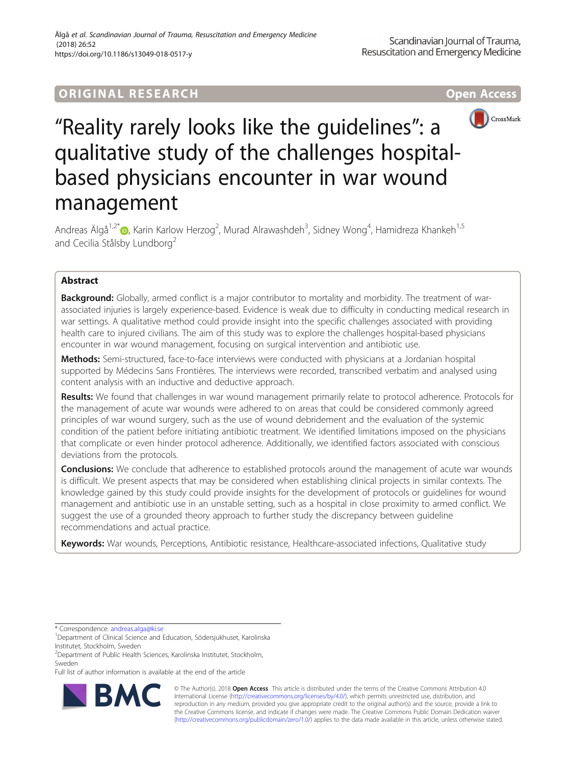ORIGINAL RESEARCH

Open Access

# "Reality rarely looks like the guidelines": a qualitative study of the challenges hospital-based physicians encounter in war wound management

Andreas Älgå[1,2*], Karin Karlow Herzog[2], Murad Alrawashdeh[3], Sidney Wong[4], Hamidreza Khankeh[1,5] and Cecilia Stålsby Lundborg[2]

## Abstract

**Background:** Globally, armed conflict is a major contributor to mortality and morbidity. The treatment of war-associated injuries is largely experience-based. Evidence is weak due to difficulty in conducting medical research in war settings. A qualitative method could provide insight into the specific challenges associated with providing health care to injured civilians. The aim of this study was to explore the challenges hospital-based physicians encounter in war wound management, focusing on surgical intervention and antibiotic use.

**Methods:** Semi-structured, face-to-face interviews were conducted with physicians at a Jordanian hospital supported by Médecins Sans Frontières. The interviews were recorded, transcribed verbatim and analysed using content analysis with an inductive and deductive approach.

**Results:** We found that challenges in war wound management primarily relate to protocol adherence. Protocols for the management of acute war wounds were adhered to on areas that could be considered commonly agreed principles of war wound surgery, such as the use of wound debridement and the evaluation of the systemic condition of the patient before initiating antibiotic treatment. We identified limitations imposed on the physicians that complicate or even hinder protocol adherence. Additionally, we identified factors associated with conscious deviations from the protocols.

**Conclusions:** We conclude that adherence to established protocols around the management of acute war wounds is difficult. We present aspects that may be considered when establishing clinical projects in similar contexts. The knowledge gained by this study could provide insights for the development of protocols or guidelines for wound management and antibiotic use in an unstable setting, such as a hospital in close proximity to armed conflict. We suggest the use of a grounded theory approach to further study the discrepancy between guideline recommendations and actual practice.

**Keywords:** War wounds, Perceptions, Antibiotic resistance, Healthcare-associated infections, Qualitative study

---

* Correspondence: andreas.alga@ki.se

[1]Department of Clinical Science and Education, Södersjukhuset, Karolinska Institutet, Stockholm, Sweden

[2]Department of Public Health Sciences, Karolinska Institutet, Stockholm, Sweden

Full list of author information is available at the end of the article

© The Author(s). 2018 **Open Access** This article is distributed under the terms of the Creative Commons Attribution 4.0 International License (http://creativecommons.org/licenses/by/4.0/), which permits unrestricted use, distribution, and reproduction in any medium, provided you give appropriate credit to the original author(s) and the source, provide a link to the Creative Commons license, and indicate if changes were made. The Creative Commons Public Domain Dedication waiver (http://creativecommons.org/publicdomain/zero/1.0/) applies to the data made available in this article, unless otherwise stated.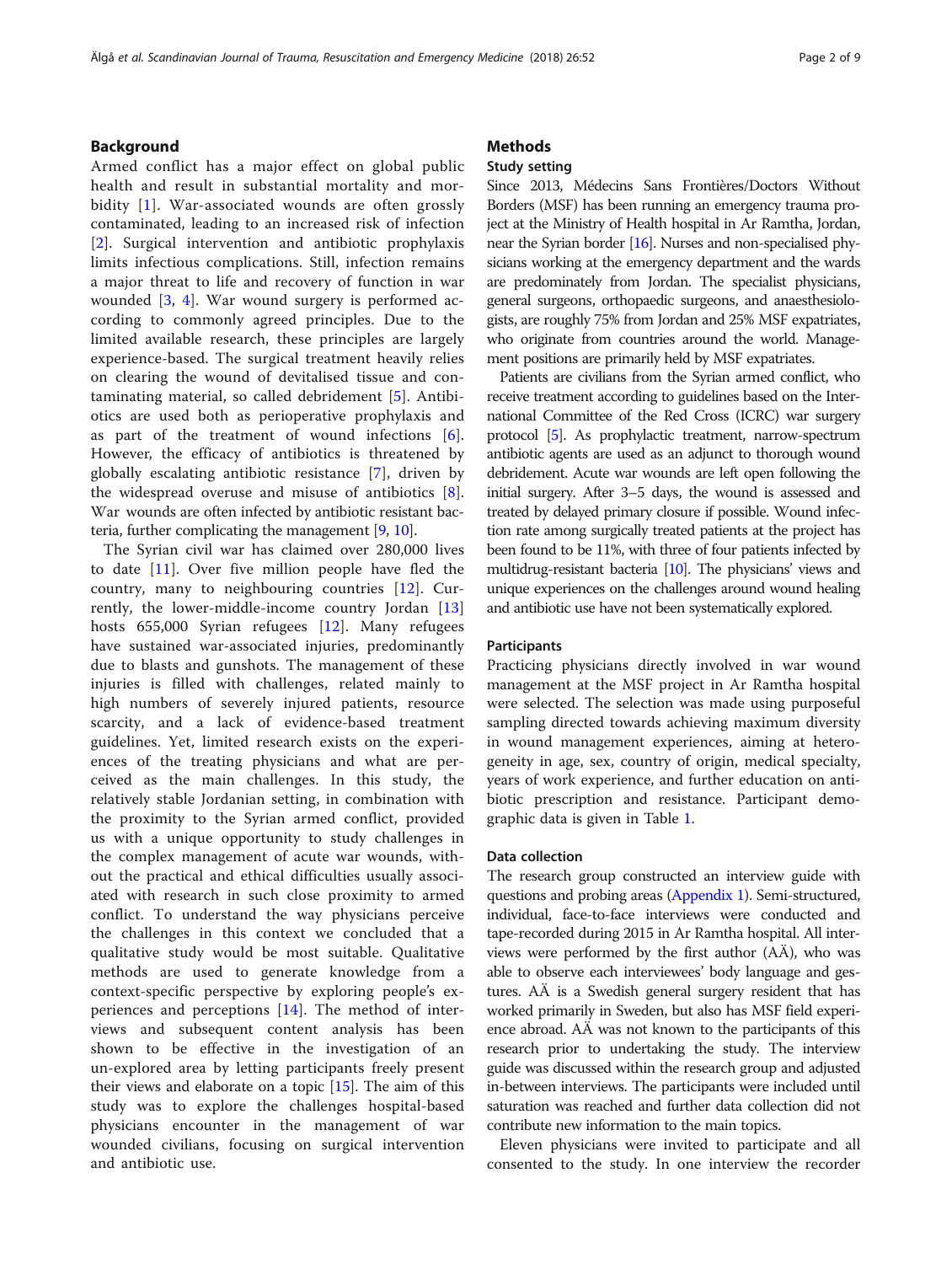## Background

Armed conflict has a major effect on global public health and result in substantial mortality and morbidity [1]. War-associated wounds are often grossly contaminated, leading to an increased risk of infection [2]. Surgical intervention and antibiotic prophylaxis limits infectious complications. Still, infection remains a major threat to life and recovery of function in war wounded [3, 4]. War wound surgery is performed according to commonly agreed principles. Due to the limited available research, these principles are largely experience-based. The surgical treatment heavily relies on clearing the wound of devitalised tissue and contaminating material, so called debridement [5]. Antibiotics are used both as perioperative prophylaxis and as part of the treatment of wound infections [6]. However, the efficacy of antibiotics is threatened by globally escalating antibiotic resistance [7], driven by the widespread overuse and misuse of antibiotics [8]. War wounds are often infected by antibiotic resistant bacteria, further complicating the management [9, 10].

The Syrian civil war has claimed over 280,000 lives to date [11]. Over five million people have fled the country, many to neighbouring countries [12]. Currently, the lower-middle-income country Jordan [13] hosts 655,000 Syrian refugees [12]. Many refugees have sustained war-associated injuries, predominantly due to blasts and gunshots. The management of these injuries is filled with challenges, related mainly to high numbers of severely injured patients, resource scarcity, and a lack of evidence-based treatment guidelines. Yet, limited research exists on the experiences of the treating physicians and what are perceived as the main challenges. In this study, the relatively stable Jordanian setting, in combination with the proximity to the Syrian armed conflict, provided us with a unique opportunity to study challenges in the complex management of acute war wounds, without the practical and ethical difficulties usually associated with research in such close proximity to armed conflict. To understand the way physicians perceive the challenges in this context we concluded that a qualitative study would be most suitable. Qualitative methods are used to generate knowledge from a context-specific perspective by exploring people's experiences and perceptions [14]. The method of interviews and subsequent content analysis has been shown to be effective in the investigation of an un-explored area by letting participants freely present their views and elaborate on a topic [15]. The aim of this study was to explore the challenges hospital-based physicians encounter in the management of war wounded civilians, focusing on surgical intervention and antibiotic use.

## Methods

### Study setting

Since 2013, Médecins Sans Frontières/Doctors Without Borders (MSF) has been running an emergency trauma project at the Ministry of Health hospital in Ar Ramtha, Jordan, near the Syrian border [16]. Nurses and non-specialised physicians working at the emergency department and the wards are predominately from Jordan. The specialist physicians, general surgeons, orthopaedic surgeons, and anaesthesiologists, are roughly 75% from Jordan and 25% MSF expatriates, who originate from countries around the world. Management positions are primarily held by MSF expatriates.

Patients are civilians from the Syrian armed conflict, who receive treatment according to guidelines based on the International Committee of the Red Cross (ICRC) war surgery protocol [5]. As prophylactic treatment, narrow-spectrum antibiotic agents are used as an adjunct to thorough wound debridement. Acute war wounds are left open following the initial surgery. After 3–5 days, the wound is assessed and treated by delayed primary closure if possible. Wound infection rate among surgically treated patients at the project has been found to be 11%, with three of four patients infected by multidrug-resistant bacteria [10]. The physicians' views and unique experiences on the challenges around wound healing and antibiotic use have not been systematically explored.

### Participants

Practicing physicians directly involved in war wound management at the MSF project in Ar Ramtha hospital were selected. The selection was made using purposeful sampling directed towards achieving maximum diversity in wound management experiences, aiming at heterogeneity in age, sex, country of origin, medical specialty, years of work experience, and further education on antibiotic prescription and resistance. Participant demographic data is given in Table 1.

### Data collection

The research group constructed an interview guide with questions and probing areas (Appendix 1). Semi-structured, individual, face-to-face interviews were conducted and tape-recorded during 2015 in Ar Ramtha hospital. All interviews were performed by the first author (AÄ), who was able to observe each interviewees' body language and gestures. AÄ is a Swedish general surgery resident that has worked primarily in Sweden, but also has MSF field experience abroad. AÄ was not known to the participants of this research prior to undertaking the study. The interview guide was discussed within the research group and adjusted in-between interviews. The participants were included until saturation was reached and further data collection did not contribute new information to the main topics.

Eleven physicians were invited to participate and all consented to the study. In one interview the recorder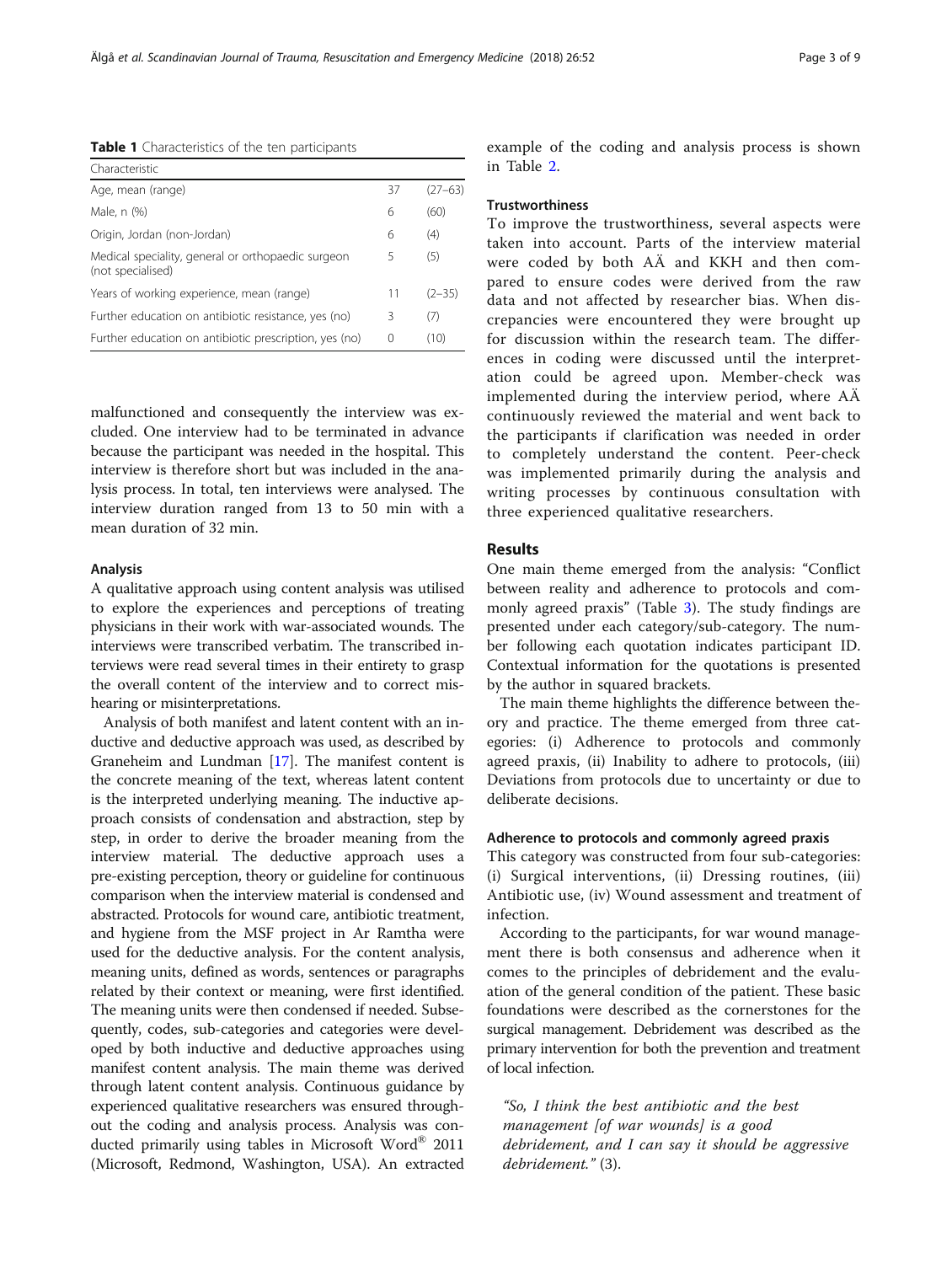**Table 1** Characteristics of the ten participants

| Characteristic | | |
|---|---|---|
| Age, mean (range) | 37 | (27–63) |
| Male, n (%) | 6 | (60) |
| Origin, Jordan (non-Jordan) | 6 | (4) |
| Medical speciality, general or orthopaedic surgeon (not specialised) | 5 | (5) |
| Years of working experience, mean (range) | 11 | (2–35) |
| Further education on antibiotic resistance, yes (no) | 3 | (7) |
| Further education on antibiotic prescription, yes (no) | 0 | (10) |

malfunctioned and consequently the interview was excluded. One interview had to be terminated in advance because the participant was needed in the hospital. This interview is therefore short but was included in the analysis process. In total, ten interviews were analysed. The interview duration ranged from 13 to 50 min with a mean duration of 32 min.

### Analysis

A qualitative approach using content analysis was utilised to explore the experiences and perceptions of treating physicians in their work with war-associated wounds. The interviews were transcribed verbatim. The transcribed interviews were read several times in their entirety to grasp the overall content of the interview and to correct mishearing or misinterpretations.

Analysis of both manifest and latent content with an inductive and deductive approach was used, as described by Graneheim and Lundman [17]. The manifest content is the concrete meaning of the text, whereas latent content is the interpreted underlying meaning. The inductive approach consists of condensation and abstraction, step by step, in order to derive the broader meaning from the interview material. The deductive approach uses a pre-existing perception, theory or guideline for continuous comparison when the interview material is condensed and abstracted. Protocols for wound care, antibiotic treatment, and hygiene from the MSF project in Ar Ramtha were used for the deductive analysis. For the content analysis, meaning units, defined as words, sentences or paragraphs related by their context or meaning, were first identified. The meaning units were then condensed if needed. Subsequently, codes, sub-categories and categories were developed by both inductive and deductive approaches using manifest content analysis. The main theme was derived through latent content analysis. Continuous guidance by experienced qualitative researchers was ensured throughout the coding and analysis process. Analysis was conducted primarily using tables in Microsoft Word® 2011 (Microsoft, Redmond, Washington, USA). An extracted example of the coding and analysis process is shown in Table 2.

### Trustworthiness

To improve the trustworthiness, several aspects were taken into account. Parts of the interview material were coded by both AÄ and KKH and then compared to ensure codes were derived from the raw data and not affected by researcher bias. When discrepancies were encountered they were brought up for discussion within the research team. The differences in coding were discussed until the interpretation could be agreed upon. Member-check was implemented during the interview period, where AÄ continuously reviewed the material and went back to the participants if clarification was needed in order to completely understand the content. Peer-check was implemented primarily during the analysis and writing processes by continuous consultation with three experienced qualitative researchers.

## Results

One main theme emerged from the analysis: "Conflict between reality and adherence to protocols and commonly agreed praxis" (Table 3). The study findings are presented under each category/sub-category. The number following each quotation indicates participant ID. Contextual information for the quotations is presented by the author in squared brackets.

The main theme highlights the difference between theory and practice. The theme emerged from three categories: (i) Adherence to protocols and commonly agreed praxis, (ii) Inability to adhere to protocols, (iii) Deviations from protocols due to uncertainty or due to deliberate decisions.

### Adherence to protocols and commonly agreed praxis

This category was constructed from four sub-categories: (i) Surgical interventions, (ii) Dressing routines, (iii) Antibiotic use, (iv) Wound assessment and treatment of infection.

According to the participants, for war wound management there is both consensus and adherence when it comes to the principles of debridement and the evaluation of the general condition of the patient. These basic foundations were described as the cornerstones for the surgical management. Debridement was described as the primary intervention for both the prevention and treatment of local infection.

> *"So, I think the best antibiotic and the best management [of war wounds] is a good debridement, and I can say it should be aggressive debridement."* (3).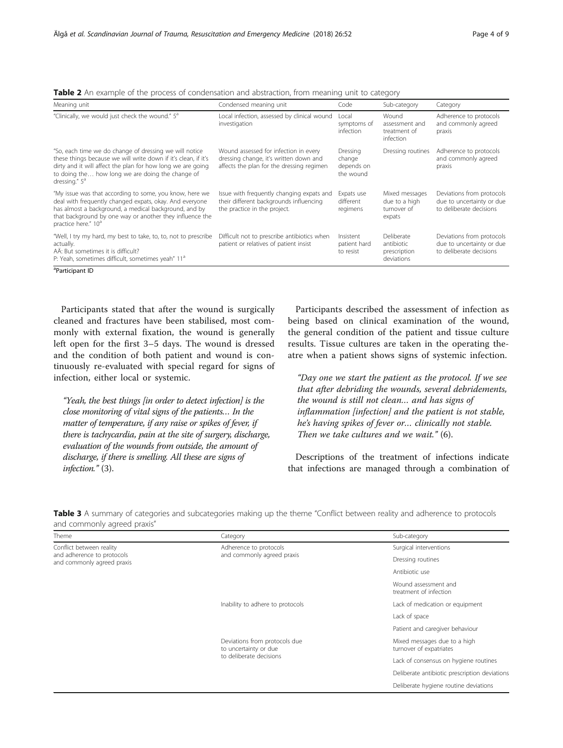**Table 2** An example of the process of condensation and abstraction, from meaning unit to category

| Meaning unit | Condensed meaning unit | Code | Sub-category | Category |
| --- | --- | --- | --- | --- |
| "Clinically, we would just check the wound." 5[a] | Local infection, assessed by clinical wound investigation | Local symptoms of infection | Wound assessment and treatment of infection | Adherence to protocols and commonly agreed praxis |
| "So, each time we do change of dressing we will notice these things because we will write down if it's clean, if it's dirty and it will affect the plan for how long we are going to doing the… how long we are doing the change of dressing." 5[a] | Wound assessed for infection in every dressing change, it's written down and affects the plan for the dressing regimen | Dressing change depends on the wound | Dressing routines | Adherence to protocols and commonly agreed praxis |
| "My issue was that according to some, you know, here we deal with frequently changed expats, okay. And everyone has almost a background, a medical background, and by that background by one way or another they influence the practice here." 10[a] | Issue with frequently changing expats and their different backgrounds influencing the practice in the project. | Expats use different regimens | Mixed messages due to a high turnover of expats | Deviations from protocols due to uncertainty or due to deliberate decisions |
| "Well, I try my hard, my best to take, to, to, not to prescribe actually.<br>AÄ: But sometimes it is difficult?<br>P: Yeah, sometimes difficult, sometimes yeah" 11[a] | Difficult not to prescribe antibiotics when patient or relatives of patient insist | Insistent patient hard to resist | Deliberate antibiotic prescription deviations | Deviations from protocols due to uncertainty or due to deliberate decisions |

[a]Participant ID

Participants stated that after the wound is surgically cleaned and fractures have been stabilised, most commonly with external fixation, the wound is generally left open for the first 3–5 days. The wound is dressed and the condition of both patient and wound is continuously re-evaluated with special regard for signs of infection, either local or systemic.

> *"Yeah, the best things [in order to detect infection] is the close monitoring of vital signs of the patients… In the matter of temperature, if any raise or spikes of fever, if there is tachycardia, pain at the site of surgery, discharge, evaluation of the wounds from outside, the amount of discharge, if there is smelling. All these are signs of infection."* (3).

Participants described the assessment of infection as being based on clinical examination of the wound, the general condition of the patient and tissue culture results. Tissue cultures are taken in the operating theatre when a patient shows signs of systemic infection.

> *"Day one we start the patient as the protocol. If we see that after debriding the wounds, several debridements, the wound is still not clean… and has signs of inflammation [infection] and the patient is not stable, he's having spikes of fever or… clinically not stable. Then we take cultures and we wait."* (6).

Descriptions of the treatment of infections indicate that infections are managed through a combination of

**Table 3** A summary of categories and subcategories making up the theme "Conflict between reality and adherence to protocols and commonly agreed praxis"

| Theme | Category | Sub-category |
| --- | --- | --- |
| Conflict between reality and adherence to protocols and commonly agreed praxis | Adherence to protocols and commonly agreed praxis | Surgical interventions |
| | | Dressing routines |
| | | Antibiotic use |
| | | Wound assessment and treatment of infection |
| | Inability to adhere to protocols | Lack of medication or equipment |
| | | Lack of space |
| | | Patient and caregiver behaviour |
| | Deviations from protocols due to uncertainty or due to deliberate decisions | Mixed messages due to a high turnover of expatriates |
| | | Lack of consensus on hygiene routines |
| | | Deliberate antibiotic prescription deviations |
| | | Deliberate hygiene routine deviations |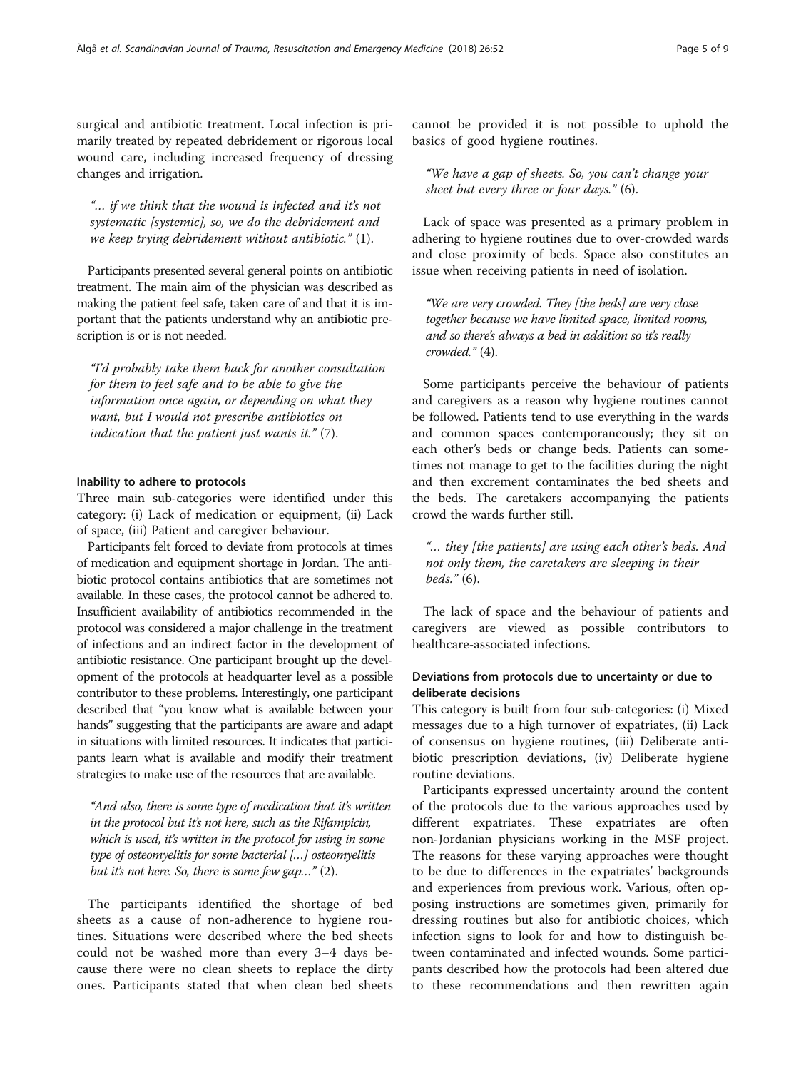surgical and antibiotic treatment. Local infection is primarily treated by repeated debridement or rigorous local wound care, including increased frequency of dressing changes and irrigation.

> "… if we think that the wound is infected and it's not systematic [systemic], so, we do the debridement and we keep trying debridement without antibiotic." (1).

Participants presented several general points on antibiotic treatment. The main aim of the physician was described as making the patient feel safe, taken care of and that it is important that the patients understand why an antibiotic prescription is or is not needed.

> "I'd probably take them back for another consultation for them to feel safe and to be able to give the information once again, or depending on what they want, but I would not prescribe antibiotics on indication that the patient just wants it." (7).

#### Inability to adhere to protocols

Three main sub-categories were identified under this category: (i) Lack of medication or equipment, (ii) Lack of space, (iii) Patient and caregiver behaviour.

Participants felt forced to deviate from protocols at times of medication and equipment shortage in Jordan. The antibiotic protocol contains antibiotics that are sometimes not available. In these cases, the protocol cannot be adhered to. Insufficient availability of antibiotics recommended in the protocol was considered a major challenge in the treatment of infections and an indirect factor in the development of antibiotic resistance. One participant brought up the development of the protocols at headquarter level as a possible contributor to these problems. Interestingly, one participant described that "you know what is available between your hands" suggesting that the participants are aware and adapt in situations with limited resources. It indicates that participants learn what is available and modify their treatment strategies to make use of the resources that are available.

> "And also, there is some type of medication that it's written in the protocol but it's not here, such as the Rifampicin, which is used, it's written in the protocol for using in some type of osteomyelitis for some bacterial […] osteomyelitis but it's not here. So, there is some few gap…" (2).

The participants identified the shortage of bed sheets as a cause of non-adherence to hygiene routines. Situations were described where the bed sheets could not be washed more than every 3–4 days because there were no clean sheets to replace the dirty ones. Participants stated that when clean bed sheets cannot be provided it is not possible to uphold the basics of good hygiene routines.

> "We have a gap of sheets. So, you can't change your sheet but every three or four days." (6).

Lack of space was presented as a primary problem in adhering to hygiene routines due to over-crowded wards and close proximity of beds. Space also constitutes an issue when receiving patients in need of isolation.

> "We are very crowded. They [the beds] are very close together because we have limited space, limited rooms, and so there's always a bed in addition so it's really crowded." (4).

Some participants perceive the behaviour of patients and caregivers as a reason why hygiene routines cannot be followed. Patients tend to use everything in the wards and common spaces contemporaneously; they sit on each other's beds or change beds. Patients can sometimes not manage to get to the facilities during the night and then excrement contaminates the bed sheets and the beds. The caretakers accompanying the patients crowd the wards further still.

> "… they [the patients] are using each other's beds. And not only them, the caretakers are sleeping in their beds." (6).

The lack of space and the behaviour of patients and caregivers are viewed as possible contributors to healthcare-associated infections.

#### Deviations from protocols due to uncertainty or due to deliberate decisions

This category is built from four sub-categories: (i) Mixed messages due to a high turnover of expatriates, (ii) Lack of consensus on hygiene routines, (iii) Deliberate antibiotic prescription deviations, (iv) Deliberate hygiene routine deviations.

Participants expressed uncertainty around the content of the protocols due to the various approaches used by different expatriates. These expatriates are often non-Jordanian physicians working in the MSF project. The reasons for these varying approaches were thought to be due to differences in the expatriates' backgrounds and experiences from previous work. Various, often opposing instructions are sometimes given, primarily for dressing routines but also for antibiotic choices, which infection signs to look for and how to distinguish between contaminated and infected wounds. Some participants described how the protocols had been altered due to these recommendations and then rewritten again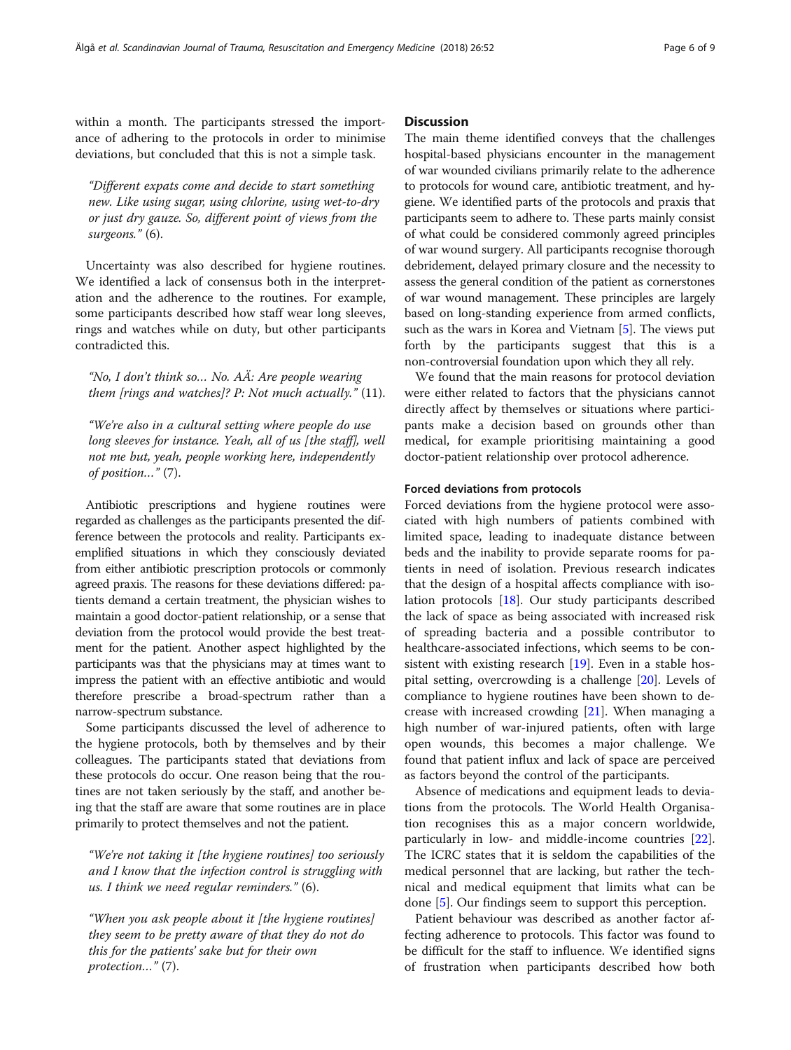within a month. The participants stressed the importance of adhering to the protocols in order to minimise deviations, but concluded that this is not a simple task.

> "Different expats come and decide to start something new. Like using sugar, using chlorine, using wet-to-dry or just dry gauze. So, different point of views from the surgeons." (6).

Uncertainty was also described for hygiene routines. We identified a lack of consensus both in the interpretation and the adherence to the routines. For example, some participants described how staff wear long sleeves, rings and watches while on duty, but other participants contradicted this.

> "No, I don't think so… No. AÄ: Are people wearing them [rings and watches]? P: Not much actually." (11).

> "We're also in a cultural setting where people do use long sleeves for instance. Yeah, all of us [the staff], well not me but, yeah, people working here, independently of position…" (7).

Antibiotic prescriptions and hygiene routines were regarded as challenges as the participants presented the difference between the protocols and reality. Participants exemplified situations in which they consciously deviated from either antibiotic prescription protocols or commonly agreed praxis. The reasons for these deviations differed: patients demand a certain treatment, the physician wishes to maintain a good doctor-patient relationship, or a sense that deviation from the protocol would provide the best treatment for the patient. Another aspect highlighted by the participants was that the physicians may at times want to impress the patient with an effective antibiotic and would therefore prescribe a broad-spectrum rather than a narrow-spectrum substance.

Some participants discussed the level of adherence to the hygiene protocols, both by themselves and by their colleagues. The participants stated that deviations from these protocols do occur. One reason being that the routines are not taken seriously by the staff, and another being that the staff are aware that some routines are in place primarily to protect themselves and not the patient.

> "We're not taking it [the hygiene routines] too seriously and I know that the infection control is struggling with us. I think we need regular reminders." (6).

> "When you ask people about it [the hygiene routines] they seem to be pretty aware of that they do not do this for the patients' sake but for their own protection…" (7).

## Discussion

The main theme identified conveys that the challenges hospital-based physicians encounter in the management of war wounded civilians primarily relate to the adherence to protocols for wound care, antibiotic treatment, and hygiene. We identified parts of the protocols and praxis that participants seem to adhere to. These parts mainly consist of what could be considered commonly agreed principles of war wound surgery. All participants recognise thorough debridement, delayed primary closure and the necessity to assess the general condition of the patient as cornerstones of war wound management. These principles are largely based on long-standing experience from armed conflicts, such as the wars in Korea and Vietnam [5]. The views put forth by the participants suggest that this is a non-controversial foundation upon which they all rely.

We found that the main reasons for protocol deviation were either related to factors that the physicians cannot directly affect by themselves or situations where participants make a decision based on grounds other than medical, for example prioritising maintaining a good doctor-patient relationship over protocol adherence.

### Forced deviations from protocols

Forced deviations from the hygiene protocol were associated with high numbers of patients combined with limited space, leading to inadequate distance between beds and the inability to provide separate rooms for patients in need of isolation. Previous research indicates that the design of a hospital affects compliance with isolation protocols [18]. Our study participants described the lack of space as being associated with increased risk of spreading bacteria and a possible contributor to healthcare-associated infections, which seems to be consistent with existing research [19]. Even in a stable hospital setting, overcrowding is a challenge [20]. Levels of compliance to hygiene routines have been shown to decrease with increased crowding [21]. When managing a high number of war-injured patients, often with large open wounds, this becomes a major challenge. We found that patient influx and lack of space are perceived as factors beyond the control of the participants.

Absence of medications and equipment leads to deviations from the protocols. The World Health Organisation recognises this as a major concern worldwide, particularly in low- and middle-income countries [22]. The ICRC states that it is seldom the capabilities of the medical personnel that are lacking, but rather the technical and medical equipment that limits what can be done [5]. Our findings seem to support this perception.

Patient behaviour was described as another factor affecting adherence to protocols. This factor was found to be difficult for the staff to influence. We identified signs of frustration when participants described how both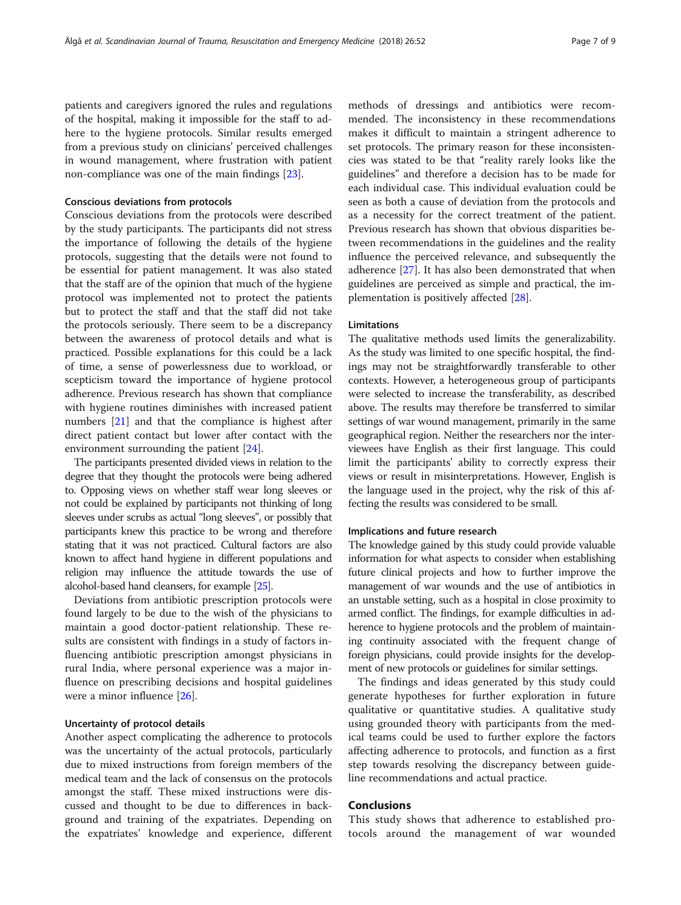patients and caregivers ignored the rules and regulations of the hospital, making it impossible for the staff to adhere to the hygiene protocols. Similar results emerged from a previous study on clinicians' perceived challenges in wound management, where frustration with patient non-compliance was one of the main findings [23].

#### Conscious deviations from protocols

Conscious deviations from the protocols were described by the study participants. The participants did not stress the importance of following the details of the hygiene protocols, suggesting that the details were not found to be essential for patient management. It was also stated that the staff are of the opinion that much of the hygiene protocol was implemented not to protect the patients but to protect the staff and that the staff did not take the protocols seriously. There seem to be a discrepancy between the awareness of protocol details and what is practiced. Possible explanations for this could be a lack of time, a sense of powerlessness due to workload, or scepticism toward the importance of hygiene protocol adherence. Previous research has shown that compliance with hygiene routines diminishes with increased patient numbers [21] and that the compliance is highest after direct patient contact but lower after contact with the environment surrounding the patient [24].

The participants presented divided views in relation to the degree that they thought the protocols were being adhered to. Opposing views on whether staff wear long sleeves or not could be explained by participants not thinking of long sleeves under scrubs as actual "long sleeves", or possibly that participants knew this practice to be wrong and therefore stating that it was not practiced. Cultural factors are also known to affect hand hygiene in different populations and religion may influence the attitude towards the use of alcohol-based hand cleansers, for example [25].

Deviations from antibiotic prescription protocols were found largely to be due to the wish of the physicians to maintain a good doctor-patient relationship. These results are consistent with findings in a study of factors influencing antibiotic prescription amongst physicians in rural India, where personal experience was a major influence on prescribing decisions and hospital guidelines were a minor influence [26].

#### Uncertainty of protocol details

Another aspect complicating the adherence to protocols was the uncertainty of the actual protocols, particularly due to mixed instructions from foreign members of the medical team and the lack of consensus on the protocols amongst the staff. These mixed instructions were discussed and thought to be due to differences in background and training of the expatriates. Depending on the expatriates' knowledge and experience, different methods of dressings and antibiotics were recommended. The inconsistency in these recommendations makes it difficult to maintain a stringent adherence to set protocols. The primary reason for these inconsistencies was stated to be that "reality rarely looks like the guidelines" and therefore a decision has to be made for each individual case. This individual evaluation could be seen as both a cause of deviation from the protocols and as a necessity for the correct treatment of the patient. Previous research has shown that obvious disparities between recommendations in the guidelines and the reality influence the perceived relevance, and subsequently the adherence [27]. It has also been demonstrated that when guidelines are perceived as simple and practical, the implementation is positively affected [28].

#### Limitations

The qualitative methods used limits the generalizability. As the study was limited to one specific hospital, the findings may not be straightforwardly transferable to other contexts. However, a heterogeneous group of participants were selected to increase the transferability, as described above. The results may therefore be transferred to similar settings of war wound management, primarily in the same geographical region. Neither the researchers nor the interviewees have English as their first language. This could limit the participants' ability to correctly express their views or result in misinterpretations. However, English is the language used in the project, why the risk of this affecting the results was considered to be small.

#### Implications and future research

The knowledge gained by this study could provide valuable information for what aspects to consider when establishing future clinical projects and how to further improve the management of war wounds and the use of antibiotics in an unstable setting, such as a hospital in close proximity to armed conflict. The findings, for example difficulties in adherence to hygiene protocols and the problem of maintaining continuity associated with the frequent change of foreign physicians, could provide insights for the development of new protocols or guidelines for similar settings.

The findings and ideas generated by this study could generate hypotheses for further exploration in future qualitative or quantitative studies. A qualitative study using grounded theory with participants from the medical teams could be used to further explore the factors affecting adherence to protocols, and function as a first step towards resolving the discrepancy between guideline recommendations and actual practice.

## Conclusions

This study shows that adherence to established protocols around the management of war wounded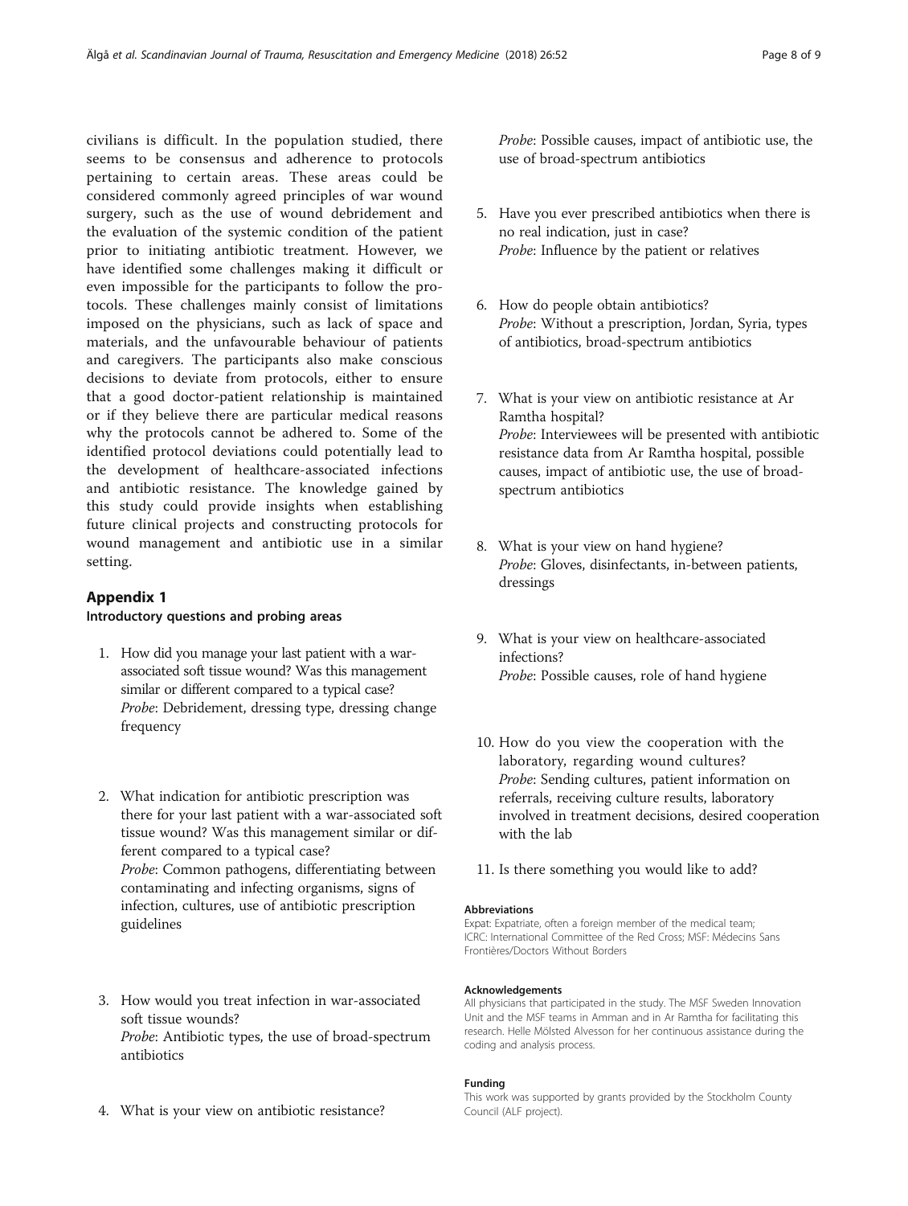civilians is difficult. In the population studied, there seems to be consensus and adherence to protocols pertaining to certain areas. These areas could be considered commonly agreed principles of war wound surgery, such as the use of wound debridement and the evaluation of the systemic condition of the patient prior to initiating antibiotic treatment. However, we have identified some challenges making it difficult or even impossible for the participants to follow the protocols. These challenges mainly consist of limitations imposed on the physicians, such as lack of space and materials, and the unfavourable behaviour of patients and caregivers. The participants also make conscious decisions to deviate from protocols, either to ensure that a good doctor-patient relationship is maintained or if they believe there are particular medical reasons why the protocols cannot be adhered to. Some of the identified protocol deviations could potentially lead to the development of healthcare-associated infections and antibiotic resistance. The knowledge gained by this study could provide insights when establishing future clinical projects and constructing protocols for wound management and antibiotic use in a similar setting.

## Appendix 1

### Introductory questions and probing areas

1. How did you manage your last patient with a war-associated soft tissue wound? Was this management similar or different compared to a typical case?
   *Probe*: Debridement, dressing type, dressing change frequency

2. What indication for antibiotic prescription was there for your last patient with a war-associated soft tissue wound? Was this management similar or different compared to a typical case?
   *Probe*: Common pathogens, differentiating between contaminating and infecting organisms, signs of infection, cultures, use of antibiotic prescription guidelines

3. How would you treat infection in war-associated soft tissue wounds?
   *Probe*: Antibiotic types, the use of broad-spectrum antibiotics

4. What is your view on antibiotic resistance?
   *Probe*: Possible causes, impact of antibiotic use, the use of broad-spectrum antibiotics

5. Have you ever prescribed antibiotics when there is no real indication, just in case?
   *Probe*: Influence by the patient or relatives

6. How do people obtain antibiotics?
   *Probe*: Without a prescription, Jordan, Syria, types of antibiotics, broad-spectrum antibiotics

7. What is your view on antibiotic resistance at Ar Ramtha hospital?
   *Probe*: Interviewees will be presented with antibiotic resistance data from Ar Ramtha hospital, possible causes, impact of antibiotic use, the use of broad-spectrum antibiotics

8. What is your view on hand hygiene?
   *Probe*: Gloves, disinfectants, in-between patients, dressings

9. What is your view on healthcare-associated infections?
   *Probe*: Possible causes, role of hand hygiene

10. How do you view the cooperation with the laboratory, regarding wound cultures?
    *Probe*: Sending cultures, patient information on referrals, receiving culture results, laboratory involved in treatment decisions, desired cooperation with the lab

11. Is there something you would like to add?

#### Abbreviations

Expat: Expatriate, often a foreign member of the medical team; ICRC: International Committee of the Red Cross; MSF: Médecins Sans Frontières/Doctors Without Borders

#### Acknowledgements

All physicians that participated in the study. The MSF Sweden Innovation Unit and the MSF teams in Amman and in Ar Ramtha for facilitating this research. Helle Mölsted Alvesson for her continuous assistance during the coding and analysis process.

#### Funding

This work was supported by grants provided by the Stockholm County Council (ALF project).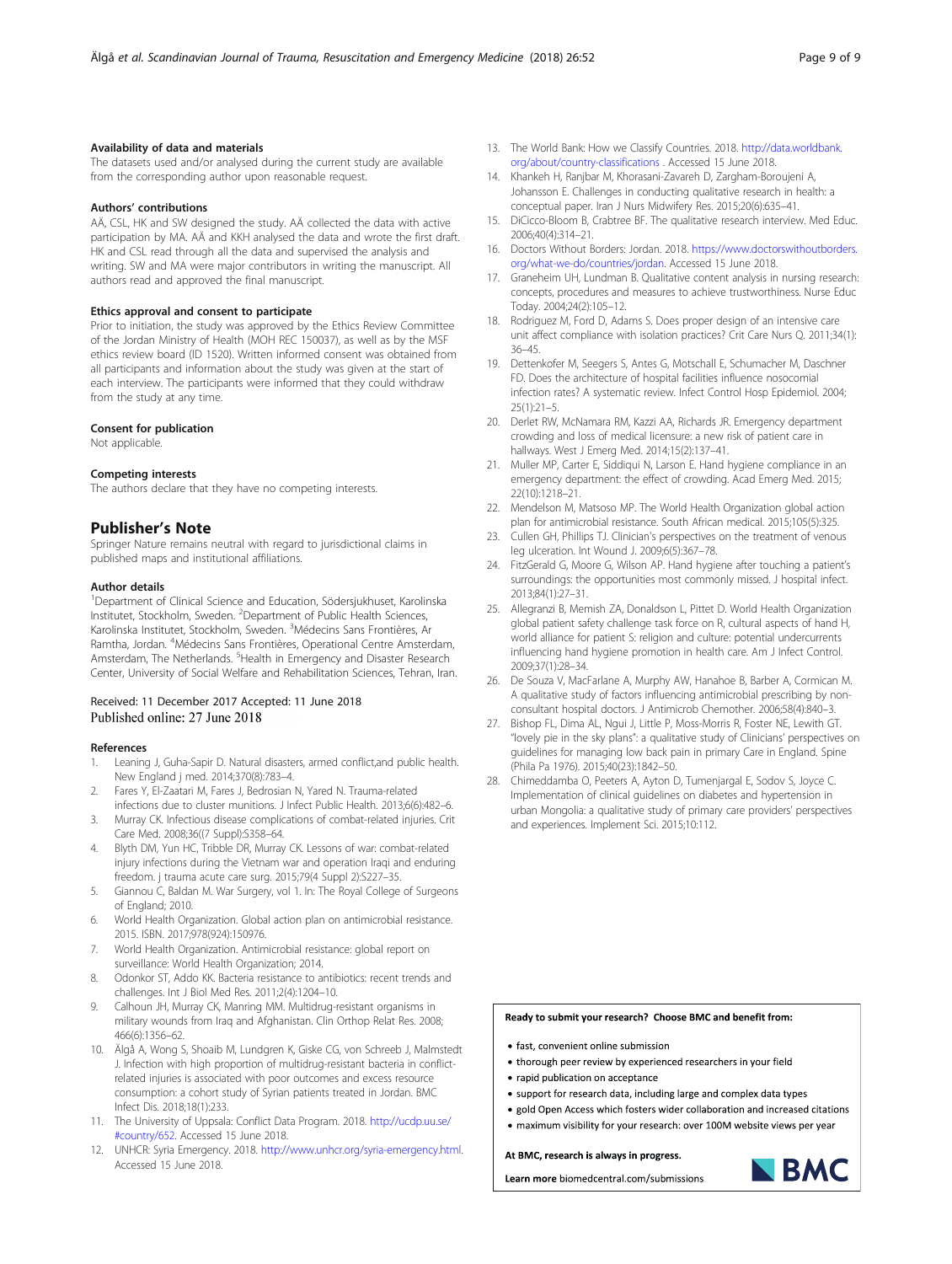#### Availability of data and materials

The datasets used and/or analysed during the current study are available from the corresponding author upon reasonable request.

#### Authors' contributions

AÄ, CSL, HK and SW designed the study. AÄ collected the data with active participation by MA. AÄ and KKH analysed the data and wrote the first draft. HK and CSL read through all the data and supervised the analysis and writing. SW and MA were major contributors in writing the manuscript. All authors read and approved the final manuscript.

#### Ethics approval and consent to participate

Prior to initiation, the study was approved by the Ethics Review Committee of the Jordan Ministry of Health (MOH REC 150037), as well as by the MSF ethics review board (ID 1520). Written informed consent was obtained from all participants and information about the study was given at the start of each interview. The participants were informed that they could withdraw from the study at any time.

#### Consent for publication

Not applicable.

#### Competing interests

The authors declare that they have no competing interests.

### Publisher's Note

Springer Nature remains neutral with regard to jurisdictional claims in published maps and institutional affiliations.

#### Author details

[1]Department of Clinical Science and Education, Södersjukhuset, Karolinska Institutet, Stockholm, Sweden. [2]Department of Public Health Sciences, Karolinska Institutet, Stockholm, Sweden. [3]Médecins Sans Frontières, Ar Ramtha, Jordan. [4]Médecins Sans Frontières, Operational Centre Amsterdam, Amsterdam, The Netherlands. [5]Health in Emergency and Disaster Research Center, University of Social Welfare and Rehabilitation Sciences, Tehran, Iran.

Received: 11 December 2017 Accepted: 11 June 2018
Published online: 27 June 2018

#### References

1. Leaning J, Guha-Sapir D. Natural disasters, armed conflict,and public health. New England j med. 2014;370(8):783–4.
2. Fares Y, El-Zaatari M, Fares J, Bedrosian N, Yared N. Trauma-related infections due to cluster munitions. J Infect Public Health. 2013;6(6):482–6.
3. Murray CK. Infectious disease complications of combat-related injuries. Crit Care Med. 2008;36((7 Suppl):S358–64.
4. Blyth DM, Yun HC, Tribble DR, Murray CK. Lessons of war: combat-related injury infections during the Vietnam war and operation Iraqi and enduring freedom. j trauma acute care surg. 2015;79(4 Suppl 2):S227–35.
5. Giannou C, Baldan M. War Surgery, vol 1. In: The Royal College of Surgeons of England; 2010.
6. World Health Organization. Global action plan on antimicrobial resistance. 2015. ISBN. 2017;978(924):150976.
7. World Health Organization. Antimicrobial resistance: global report on surveillance: World Health Organization; 2014.
8. Odonkor ST, Addo KK. Bacteria resistance to antibiotics: recent trends and challenges. Int J Biol Med Res. 2011;2(4):1204–10.
9. Calhoun JH, Murray CK, Manring MM. Multidrug-resistant organisms in military wounds from Iraq and Afghanistan. Clin Orthop Relat Res. 2008; 466(6):1356–62.
10. Älgå A, Wong S, Shoaib M, Lundgren K, Giske CG, von Schreeb J, Malmstedt J. Infection with high proportion of multidrug-resistant bacteria in conflict-related injuries is associated with poor outcomes and excess resource consumption: a cohort study of Syrian patients treated in Jordan. BMC Infect Dis. 2018;18(1):233.
11. The University of Uppsala: Conflict Data Program. 2018. http://ucdp.uu.se/#country/652. Accessed 15 June 2018.
12. UNHCR: Syria Emergency. 2018. http://www.unhcr.org/syria-emergency.html. Accessed 15 June 2018.
13. The World Bank: How we Classify Countries. 2018. http://data.worldbank.org/about/country-classifications . Accessed 15 June 2018.
14. Khankeh H, Ranjbar M, Khorasani-Zavareh D, Zargham-Boroujeni A, Johansson E. Challenges in conducting qualitative research in health: a conceptual paper. Iran J Nurs Midwifery Res. 2015;20(6):635–41.
15. DiCicco-Bloom B, Crabtree BF. The qualitative research interview. Med Educ. 2006;40(4):314–21.
16. Doctors Without Borders: Jordan. 2018. https://www.doctorswithoutborders.org/what-we-do/countries/jordan. Accessed 15 June 2018.
17. Graneheim UH, Lundman B. Qualitative content analysis in nursing research: concepts, procedures and measures to achieve trustworthiness. Nurse Educ Today. 2004;24(2):105–12.
18. Rodriguez M, Ford D, Adams S. Does proper design of an intensive care unit affect compliance with isolation practices? Crit Care Nurs Q. 2011;34(1): 36–45.
19. Dettenkofer M, Seegers S, Antes G, Motschall E, Schumacher M, Daschner FD. Does the architecture of hospital facilities influence nosocomial infection rates? A systematic review. Infect Control Hosp Epidemiol. 2004; 25(1):21–5.
20. Derlet RW, McNamara RM, Kazzi AA, Richards JR. Emergency department crowding and loss of medical licensure: a new risk of patient care in hallways. West J Emerg Med. 2014;15(2):137–41.
21. Muller MP, Carter E, Siddiqui N, Larson E. Hand hygiene compliance in an emergency department: the effect of crowding. Acad Emerg Med. 2015; 22(10):1218–21.
22. Mendelson M, Matsoso MP. The World Health Organization global action plan for antimicrobial resistance. South African medical. 2015;105(5):325.
23. Cullen GH, Phillips TJ. Clinician's perspectives on the treatment of venous leg ulceration. Int Wound J. 2009;6(5):367–78.
24. FitzGerald G, Moore G, Wilson AP. Hand hygiene after touching a patient's surroundings: the opportunities most commonly missed. J hospital infect. 2013;84(1):27–31.
25. Allegranzi B, Memish ZA, Donaldson L, Pittet D. World Health Organization global patient safety challenge task force on R, cultural aspects of hand H, world alliance for patient S: religion and culture: potential undercurrents influencing hand hygiene promotion in health care. Am J Infect Control. 2009;37(1):28–34.
26. De Souza V, MacFarlane A, Murphy AW, Hanahoe B, Barber A, Cormican M. A qualitative study of factors influencing antimicrobial prescribing by non-consultant hospital doctors. J Antimicrob Chemother. 2006;58(4):840–3.
27. Bishop FL, Dima AL, Ngui J, Little P, Moss-Morris R, Foster NE, Lewith GT. "lovely pie in the sky plans": a qualitative study of Clinicians' perspectives on guidelines for managing low back pain in primary Care in England. Spine (Phila Pa 1976). 2015;40(23):1842–50.
28. Chimeddamba O, Peeters A, Ayton D, Tumenjargal E, Sodov S, Joyce C. Implementation of clinical guidelines on diabetes and hypertension in urban Mongolia: a qualitative study of primary care providers' perspectives and experiences. Implement Sci. 2015;10:112.

**Ready to submit your research? Choose BMC and benefit from:**

- fast, convenient online submission
- thorough peer review by experienced researchers in your field
- rapid publication on acceptance
- support for research data, including large and complex data types
- gold Open Access which fosters wider collaboration and increased citations
- maximum visibility for your research: over 100M website views per year

**At BMC, research is always in progress.**

**Learn more** biomedcentral.com/submissions

BMC